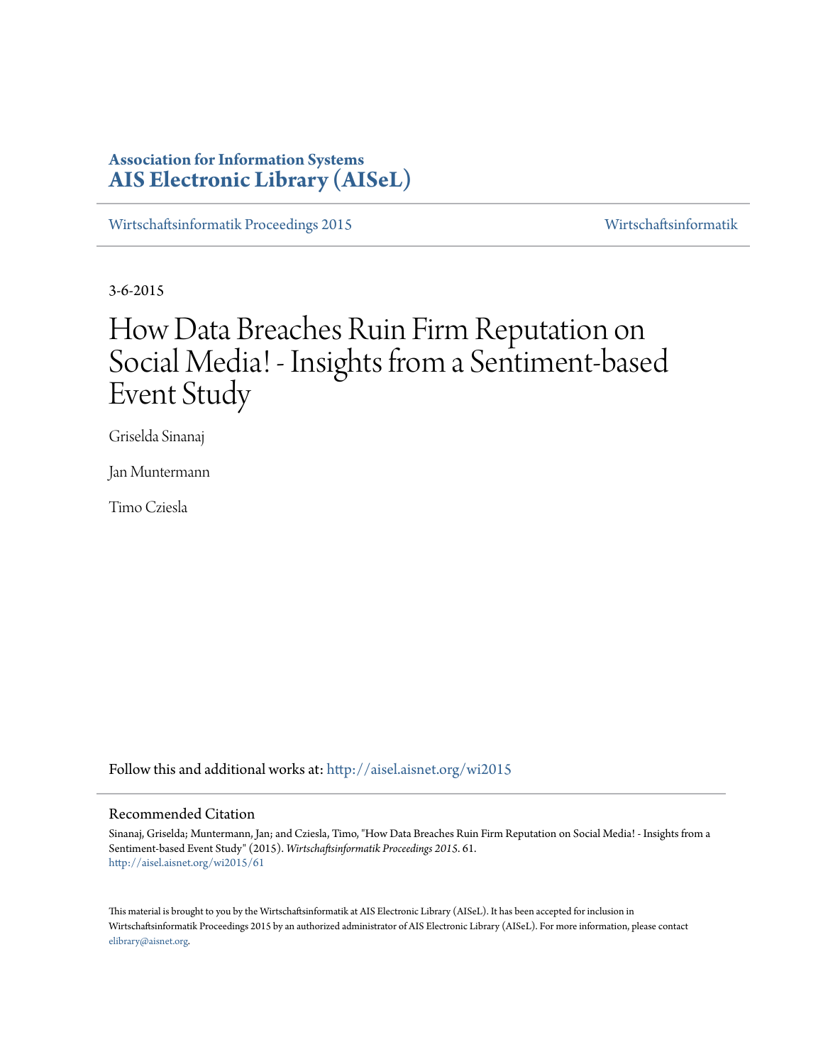**Association for Information Systems**
**AIS Electronic Library (AISeL)**

Wirtschaftsinformatik Proceedings 2015 | Wirtschaftsinformatik

3-6-2015

# How Data Breaches Ruin Firm Reputation on Social Media! - Insights from a Sentiment-based Event Study

Griselda Sinanaj

Jan Muntermann

Timo Cziesla

Follow this and additional works at: http://aisel.aisnet.org/wi2015

## Recommended Citation

Sinanaj, Griselda; Muntermann, Jan; and Cziesla, Timo, "How Data Breaches Ruin Firm Reputation on Social Media! - Insights from a Sentiment-based Event Study" (2015). *Wirtschaftsinformatik Proceedings 2015*. 61.
http://aisel.aisnet.org/wi2015/61

This material is brought to you by the Wirtschaftsinformatik at AIS Electronic Library (AISeL). It has been accepted for inclusion in Wirtschaftsinformatik Proceedings 2015 by an authorized administrator of AIS Electronic Library (AISeL). For more information, please contact elibrary@aisnet.org.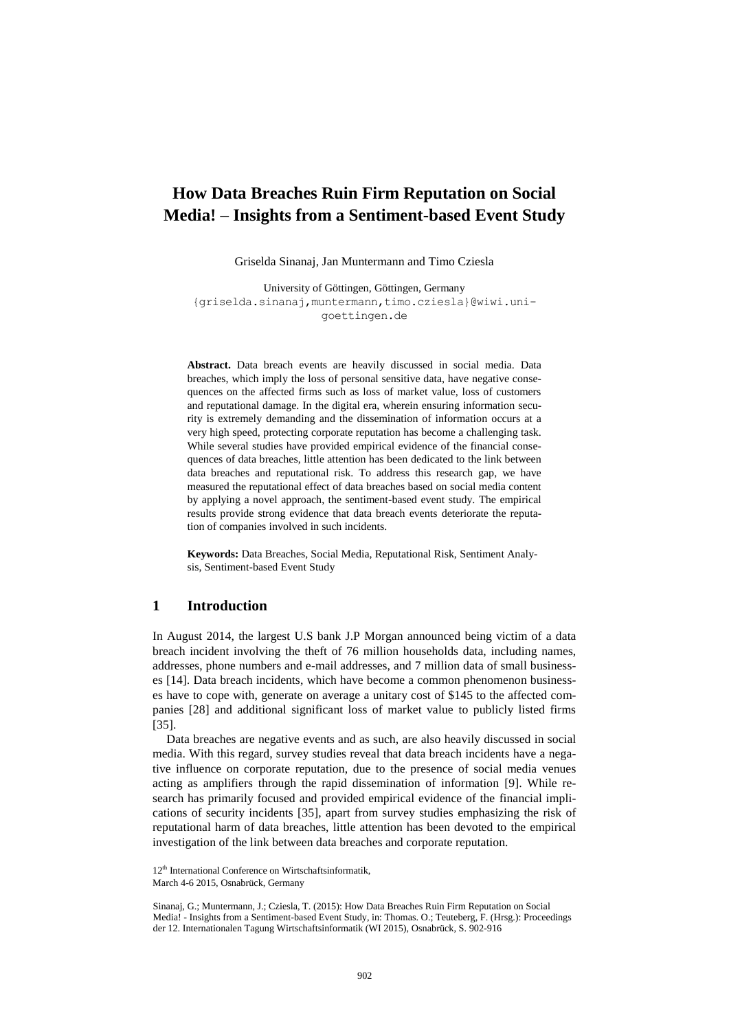# How Data Breaches Ruin Firm Reputation on Social Media! – Insights from a Sentiment-based Event Study

Griselda Sinanaj, Jan Muntermann and Timo Cziesla

University of Göttingen, Göttingen, Germany
{griselda.sinanaj,muntermann,timo.cziesla}@wiwi.uni-goettingen.de

**Abstract.** Data breach events are heavily discussed in social media. Data breaches, which imply the loss of personal sensitive data, have negative consequences on the affected firms such as loss of market value, loss of customers and reputational damage. In the digital era, wherein ensuring information security is extremely demanding and the dissemination of information occurs at a very high speed, protecting corporate reputation has become a challenging task. While several studies have provided empirical evidence of the financial consequences of data breaches, little attention has been dedicated to the link between data breaches and reputational risk. To address this research gap, we have measured the reputational effect of data breaches based on social media content by applying a novel approach, the sentiment-based event study. The empirical results provide strong evidence that data breach events deteriorate the reputation of companies involved in such incidents.

**Keywords:** Data Breaches, Social Media, Reputational Risk, Sentiment Analysis, Sentiment-based Event Study

## 1 Introduction

In August 2014, the largest U.S bank J.P Morgan announced being victim of a data breach incident involving the theft of 76 million households data, including names, addresses, phone numbers and e-mail addresses, and 7 million data of small businesses [14]. Data breach incidents, which have become a common phenomenon businesses have to cope with, generate on average a unitary cost of $145 to the affected companies [28] and additional significant loss of market value to publicly listed firms [35].

Data breaches are negative events and as such, are also heavily discussed in social media. With this regard, survey studies reveal that data breach incidents have a negative influence on corporate reputation, due to the presence of social media venues acting as amplifiers through the rapid dissemination of information [9]. While research has primarily focused and provided empirical evidence of the financial implications of security incidents [35], apart from survey studies emphasizing the risk of reputational harm of data breaches, little attention has been devoted to the empirical investigation of the link between data breaches and corporate reputation.

12th International Conference on Wirtschaftsinformatik,
March 4-6 2015, Osnabrück, Germany

Sinanaj, G.; Muntermann, J.; Cziesla, T. (2015): How Data Breaches Ruin Firm Reputation on Social Media! - Insights from a Sentiment-based Event Study, in: Thomas. O.; Teuteberg, F. (Hrsg.): Proceedings der 12. Internationalen Tagung Wirtschaftsinformatik (WI 2015), Osnabrück, S. 902-916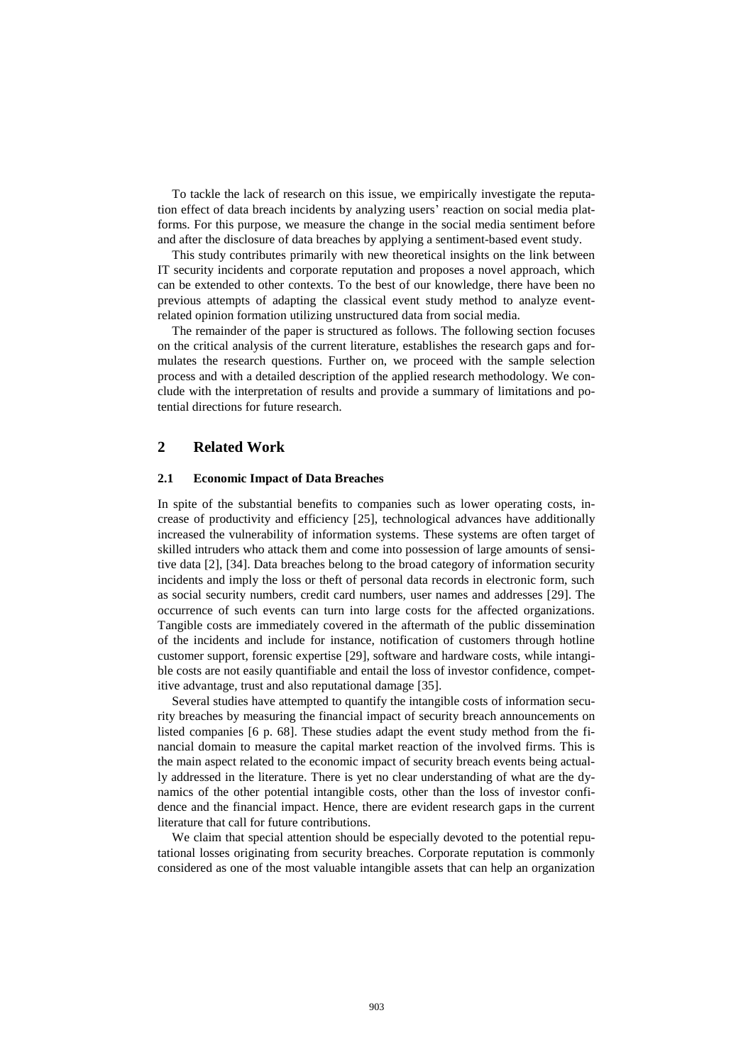To tackle the lack of research on this issue, we empirically investigate the reputation effect of data breach incidents by analyzing users' reaction on social media platforms. For this purpose, we measure the change in the social media sentiment before and after the disclosure of data breaches by applying a sentiment-based event study.

This study contributes primarily with new theoretical insights on the link between IT security incidents and corporate reputation and proposes a novel approach, which can be extended to other contexts. To the best of our knowledge, there have been no previous attempts of adapting the classical event study method to analyze event-related opinion formation utilizing unstructured data from social media.

The remainder of the paper is structured as follows. The following section focuses on the critical analysis of the current literature, establishes the research gaps and formulates the research questions. Further on, we proceed with the sample selection process and with a detailed description of the applied research methodology. We conclude with the interpretation of results and provide a summary of limitations and potential directions for future research.

## 2 Related Work

### 2.1 Economic Impact of Data Breaches

In spite of the substantial benefits to companies such as lower operating costs, increase of productivity and efficiency [25], technological advances have additionally increased the vulnerability of information systems. These systems are often target of skilled intruders who attack them and come into possession of large amounts of sensitive data [2], [34]. Data breaches belong to the broad category of information security incidents and imply the loss or theft of personal data records in electronic form, such as social security numbers, credit card numbers, user names and addresses [29]. The occurrence of such events can turn into large costs for the affected organizations. Tangible costs are immediately covered in the aftermath of the public dissemination of the incidents and include for instance, notification of customers through hotline customer support, forensic expertise [29], software and hardware costs, while intangible costs are not easily quantifiable and entail the loss of investor confidence, competitive advantage, trust and also reputational damage [35].

Several studies have attempted to quantify the intangible costs of information security breaches by measuring the financial impact of security breach announcements on listed companies [6 p. 68]. These studies adapt the event study method from the financial domain to measure the capital market reaction of the involved firms. This is the main aspect related to the economic impact of security breach events being actually addressed in the literature. There is yet no clear understanding of what are the dynamics of the other potential intangible costs, other than the loss of investor confidence and the financial impact. Hence, there are evident research gaps in the current literature that call for future contributions.

We claim that special attention should be especially devoted to the potential reputational losses originating from security breaches. Corporate reputation is commonly considered as one of the most valuable intangible assets that can help an organization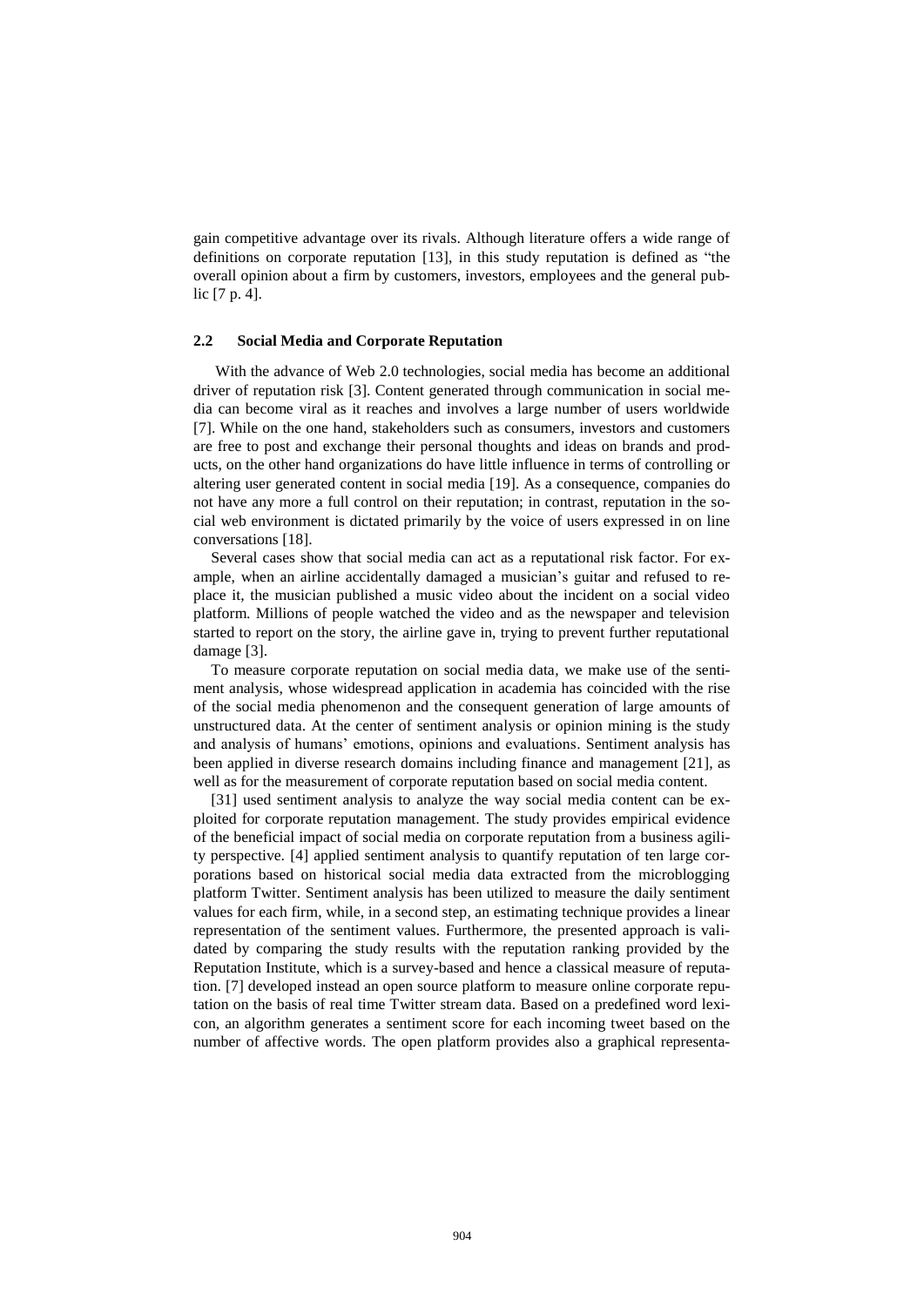gain competitive advantage over its rivals. Although literature offers a wide range of definitions on corporate reputation [13], in this study reputation is defined as "the overall opinion about a firm by customers, investors, employees and the general public [7 p. 4].

### 2.2 Social Media and Corporate Reputation

With the advance of Web 2.0 technologies, social media has become an additional driver of reputation risk [3]. Content generated through communication in social media can become viral as it reaches and involves a large number of users worldwide [7]. While on the one hand, stakeholders such as consumers, investors and customers are free to post and exchange their personal thoughts and ideas on brands and products, on the other hand organizations do have little influence in terms of controlling or altering user generated content in social media [19]. As a consequence, companies do not have any more a full control on their reputation; in contrast, reputation in the social web environment is dictated primarily by the voice of users expressed in on line conversations [18].

Several cases show that social media can act as a reputational risk factor. For example, when an airline accidentally damaged a musician's guitar and refused to replace it, the musician published a music video about the incident on a social video platform. Millions of people watched the video and as the newspaper and television started to report on the story, the airline gave in, trying to prevent further reputational damage [3].

To measure corporate reputation on social media data, we make use of the sentiment analysis, whose widespread application in academia has coincided with the rise of the social media phenomenon and the consequent generation of large amounts of unstructured data. At the center of sentiment analysis or opinion mining is the study and analysis of humans' emotions, opinions and evaluations. Sentiment analysis has been applied in diverse research domains including finance and management [21], as well as for the measurement of corporate reputation based on social media content.

[31] used sentiment analysis to analyze the way social media content can be exploited for corporate reputation management. The study provides empirical evidence of the beneficial impact of social media on corporate reputation from a business agility perspective. [4] applied sentiment analysis to quantify reputation of ten large corporations based on historical social media data extracted from the microblogging platform Twitter. Sentiment analysis has been utilized to measure the daily sentiment values for each firm, while, in a second step, an estimating technique provides a linear representation of the sentiment values. Furthermore, the presented approach is validated by comparing the study results with the reputation ranking provided by the Reputation Institute, which is a survey-based and hence a classical measure of reputation. [7] developed instead an open source platform to measure online corporate reputation on the basis of real time Twitter stream data. Based on a predefined word lexicon, an algorithm generates a sentiment score for each incoming tweet based on the number of affective words. The open platform provides also a graphical representa-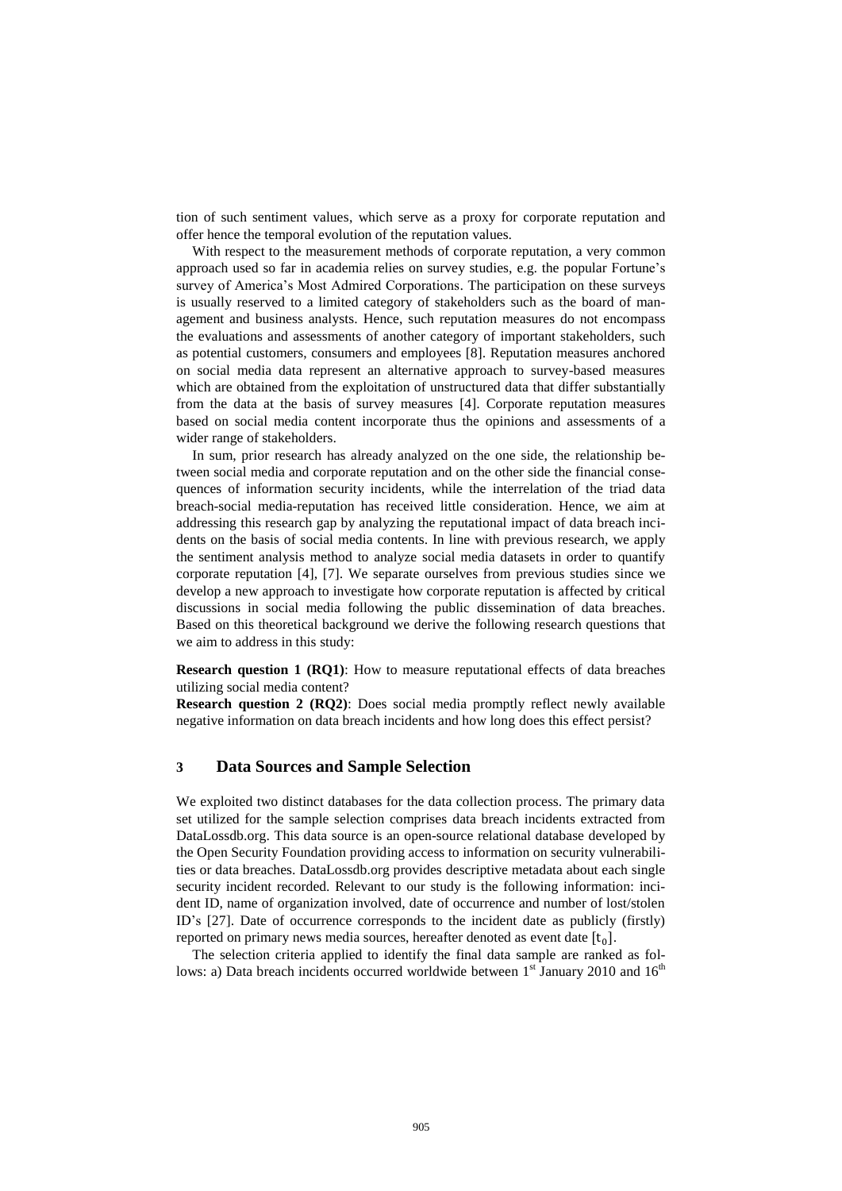tion of such sentiment values, which serve as a proxy for corporate reputation and offer hence the temporal evolution of the reputation values.

With respect to the measurement methods of corporate reputation, a very common approach used so far in academia relies on survey studies, e.g. the popular Fortune's survey of America's Most Admired Corporations. The participation on these surveys is usually reserved to a limited category of stakeholders such as the board of management and business analysts. Hence, such reputation measures do not encompass the evaluations and assessments of another category of important stakeholders, such as potential customers, consumers and employees [8]. Reputation measures anchored on social media data represent an alternative approach to survey-based measures which are obtained from the exploitation of unstructured data that differ substantially from the data at the basis of survey measures [4]. Corporate reputation measures based on social media content incorporate thus the opinions and assessments of a wider range of stakeholders.

In sum, prior research has already analyzed on the one side, the relationship between social media and corporate reputation and on the other side the financial consequences of information security incidents, while the interrelation of the triad data breach-social media-reputation has received little consideration. Hence, we aim at addressing this research gap by analyzing the reputational impact of data breach incidents on the basis of social media contents. In line with previous research, we apply the sentiment analysis method to analyze social media datasets in order to quantify corporate reputation [4], [7]. We separate ourselves from previous studies since we develop a new approach to investigate how corporate reputation is affected by critical discussions in social media following the public dissemination of data breaches. Based on this theoretical background we derive the following research questions that we aim to address in this study:

**Research question 1 (RQ1)**: How to measure reputational effects of data breaches utilizing social media content?

**Research question 2 (RQ2)**: Does social media promptly reflect newly available negative information on data breach incidents and how long does this effect persist?

## 3 Data Sources and Sample Selection

We exploited two distinct databases for the data collection process. The primary data set utilized for the sample selection comprises data breach incidents extracted from DataLossdb.org. This data source is an open-source relational database developed by the Open Security Foundation providing access to information on security vulnerabilities or data breaches. DataLossdb.org provides descriptive metadata about each single security incident recorded. Relevant to our study is the following information: incident ID, name of organization involved, date of occurrence and number of lost/stolen ID's [27]. Date of occurrence corresponds to the incident date as publicly (firstly) reported on primary news media sources, hereafter denoted as event date $[t_0]$.

The selection criteria applied to identify the final data sample are ranked as follows: a) Data breach incidents occurred worldwide between 1st January 2010 and 16th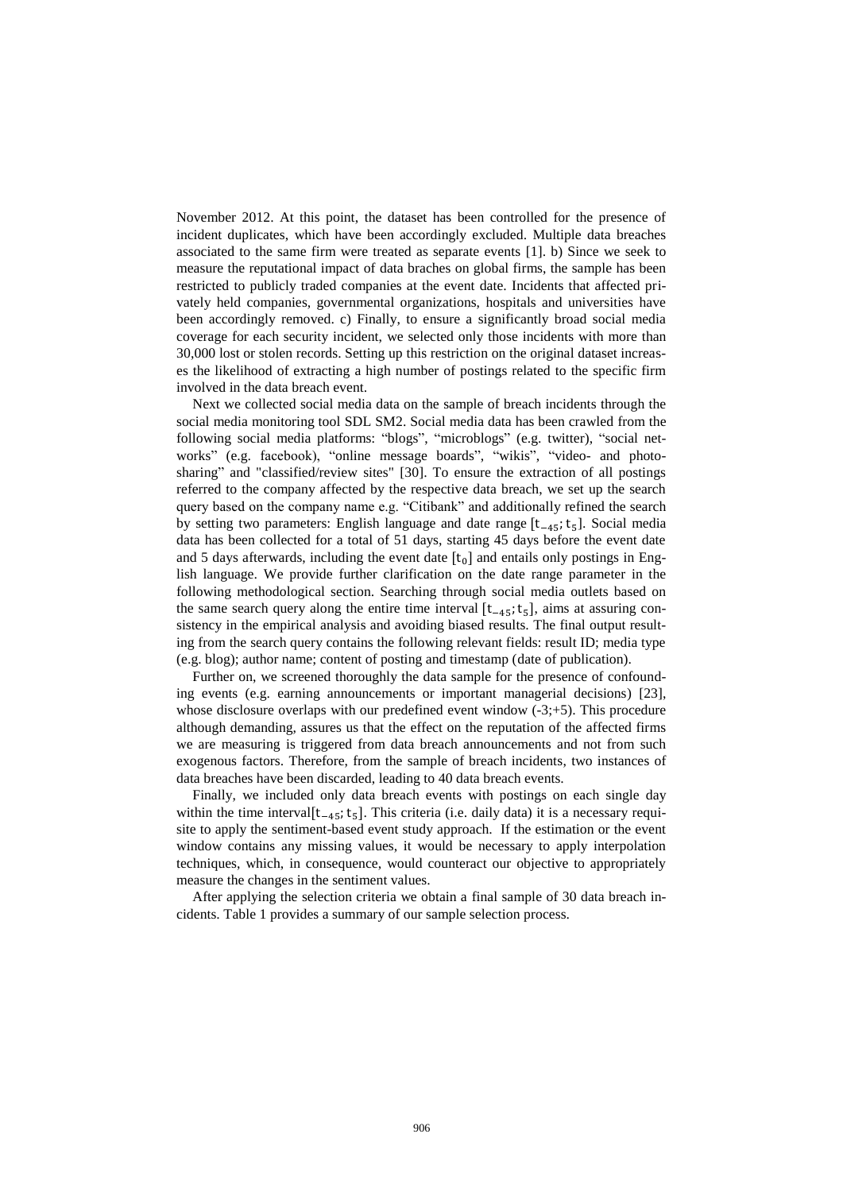November 2012. At this point, the dataset has been controlled for the presence of incident duplicates, which have been accordingly excluded. Multiple data breaches associated to the same firm were treated as separate events [1]. b) Since we seek to measure the reputational impact of data braches on global firms, the sample has been restricted to publicly traded companies at the event date. Incidents that affected privately held companies, governmental organizations, hospitals and universities have been accordingly removed. c) Finally, to ensure a significantly broad social media coverage for each security incident, we selected only those incidents with more than 30,000 lost or stolen records. Setting up this restriction on the original dataset increases the likelihood of extracting a high number of postings related to the specific firm involved in the data breach event.

Next we collected social media data on the sample of breach incidents through the social media monitoring tool SDL SM2. Social media data has been crawled from the following social media platforms: "blogs", "microblogs" (e.g. twitter), "social networks" (e.g. facebook), "online message boards", "wikis", "video- and photo-sharing" and "classified/review sites" [30]. To ensure the extraction of all postings referred to the company affected by the respective data breach, we set up the search query based on the company name e.g. "Citibank" and additionally refined the search by setting two parameters: English language and date range $[t_{-45}; t_5]$. Social media data has been collected for a total of 51 days, starting 45 days before the event date and 5 days afterwards, including the event date $[t_0]$ and entails only postings in English language. We provide further clarification on the date range parameter in the following methodological section. Searching through social media outlets based on the same search query along the entire time interval $[t_{-45}; t_5]$, aims at assuring consistency in the empirical analysis and avoiding biased results. The final output resulting from the search query contains the following relevant fields: result ID; media type (e.g. blog); author name; content of posting and timestamp (date of publication).

Further on, we screened thoroughly the data sample for the presence of confounding events (e.g. earning announcements or important managerial decisions) [23], whose disclosure overlaps with our predefined event window (-3;+5). This procedure although demanding, assures us that the effect on the reputation of the affected firms we are measuring is triggered from data breach announcements and not from such exogenous factors. Therefore, from the sample of breach incidents, two instances of data breaches have been discarded, leading to 40 data breach events.

Finally, we included only data breach events with postings on each single day within the time interval$[t_{-45}; t_5]$. This criteria (i.e. daily data) it is a necessary requisite to apply the sentiment-based event study approach. If the estimation or the event window contains any missing values, it would be necessary to apply interpolation techniques, which, in consequence, would counteract our objective to appropriately measure the changes in the sentiment values.

After applying the selection criteria we obtain a final sample of 30 data breach incidents. Table 1 provides a summary of our sample selection process.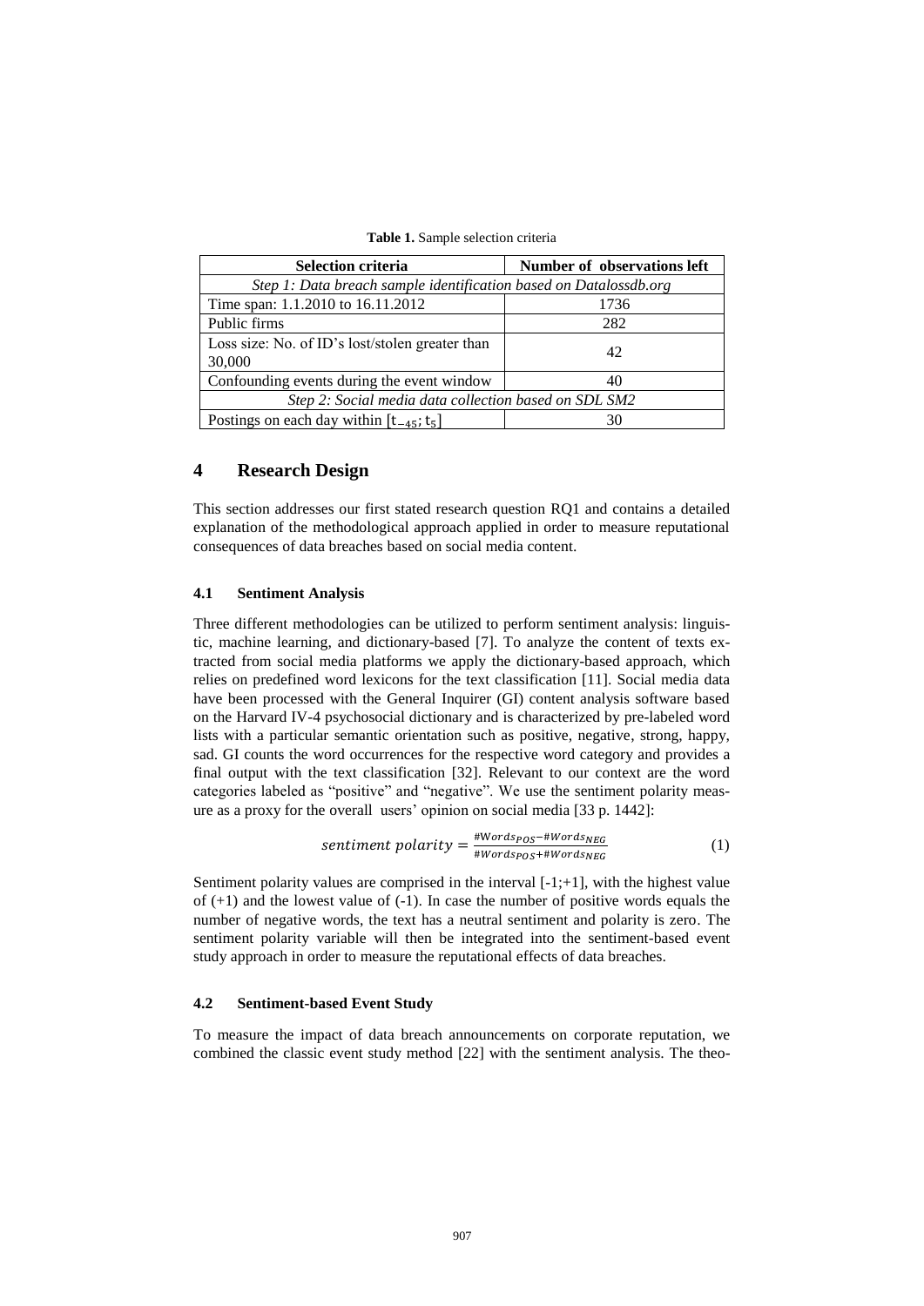**Table 1.** Sample selection criteria

| Selection criteria | Number of observations left |
|---|---|
| *Step 1: Data breach sample identification based on Datalossdb.org* | |
| Time span: 1.1.2010 to 16.11.2012 | 1736 |
| Public firms | 282 |
| Loss size: No. of ID's lost/stolen greater than 30,000 | 42 |
| Confounding events during the event window | 40 |
| *Step 2: Social media data collection based on SDL SM2* | |
| Postings on each day within $[t_{-45}; t_5]$ | 30 |

## 4 Research Design

This section addresses our first stated research question RQ1 and contains a detailed explanation of the methodological approach applied in order to measure reputational consequences of data breaches based on social media content.

### 4.1 Sentiment Analysis

Three different methodologies can be utilized to perform sentiment analysis: linguistic, machine learning, and dictionary-based [7]. To analyze the content of texts extracted from social media platforms we apply the dictionary-based approach, which relies on predefined word lexicons for the text classification [11]. Social media data have been processed with the General Inquirer (GI) content analysis software based on the Harvard IV-4 psychosocial dictionary and is characterized by pre-labeled word lists with a particular semantic orientation such as positive, negative, strong, happy, sad. GI counts the word occurrences for the respective word category and provides a final output with the text classification [32]. Relevant to our context are the word categories labeled as "positive" and "negative". We use the sentiment polarity measure as a proxy for the overall users' opinion on social media [33 p. 1442]:

$$sentiment\ polarity = \frac{\#Words_{POS} - \#Words_{NEG}}{\#Words_{POS} + \#Words_{NEG}} \quad (1)$$

Sentiment polarity values are comprised in the interval [-1;+1], with the highest value of (+1) and the lowest value of (-1). In case the number of positive words equals the number of negative words, the text has a neutral sentiment and polarity is zero. The sentiment polarity variable will then be integrated into the sentiment-based event study approach in order to measure the reputational effects of data breaches.

### 4.2 Sentiment-based Event Study

To measure the impact of data breach announcements on corporate reputation, we combined the classic event study method [22] with the sentiment analysis. The theo-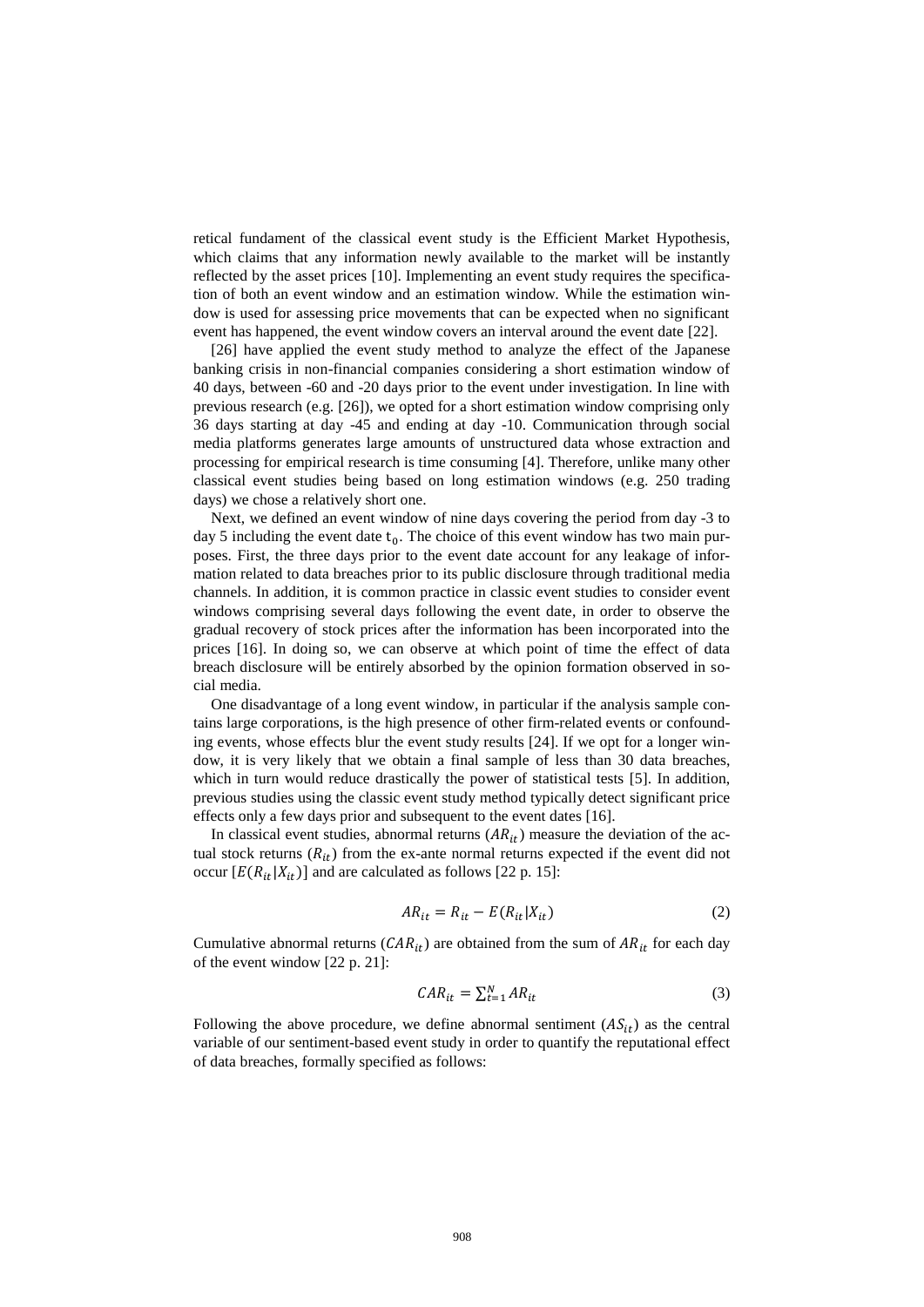retical fundament of the classical event study is the Efficient Market Hypothesis, which claims that any information newly available to the market will be instantly reflected by the asset prices [10]. Implementing an event study requires the specification of both an event window and an estimation window. While the estimation window is used for assessing price movements that can be expected when no significant event has happened, the event window covers an interval around the event date [22].

[26] have applied the event study method to analyze the effect of the Japanese banking crisis in non-financial companies considering a short estimation window of 40 days, between -60 and -20 days prior to the event under investigation. In line with previous research (e.g. [26]), we opted for a short estimation window comprising only 36 days starting at day -45 and ending at day -10. Communication through social media platforms generates large amounts of unstructured data whose extraction and processing for empirical research is time consuming [4]. Therefore, unlike many other classical event studies being based on long estimation windows (e.g. 250 trading days) we chose a relatively short one.

Next, we defined an event window of nine days covering the period from day -3 to day 5 including the event date $t_0$. The choice of this event window has two main purposes. First, the three days prior to the event date account for any leakage of information related to data breaches prior to its public disclosure through traditional media channels. In addition, it is common practice in classic event studies to consider event windows comprising several days following the event date, in order to observe the gradual recovery of stock prices after the information has been incorporated into the prices [16]. In doing so, we can observe at which point of time the effect of data breach disclosure will be entirely absorbed by the opinion formation observed in social media.

One disadvantage of a long event window, in particular if the analysis sample contains large corporations, is the high presence of other firm-related events or confounding events, whose effects blur the event study results [24]. If we opt for a longer window, it is very likely that we obtain a final sample of less than 30 data breaches, which in turn would reduce drastically the power of statistical tests [5]. In addition, previous studies using the classic event study method typically detect significant price effects only a few days prior and subsequent to the event dates [16].

In classical event studies, abnormal returns ($AR_{it}$) measure the deviation of the actual stock returns ($R_{it}$) from the ex-ante normal returns expected if the event did not occur [$E(R_{it}|X_{it})$] and are calculated as follows [22 p. 15]:

$$AR_{it} = R_{it} - E(R_{it}|X_{it}) \tag{2}$$

Cumulative abnormal returns ($CAR_{it}$) are obtained from the sum of $AR_{it}$ for each day of the event window [22 p. 21]:

$$CAR_{it} = \sum_{t=1}^{N} AR_{it} \tag{3}$$

Following the above procedure, we define abnormal sentiment ($AS_{it}$) as the central variable of our sentiment-based event study in order to quantify the reputational effect of data breaches, formally specified as follows: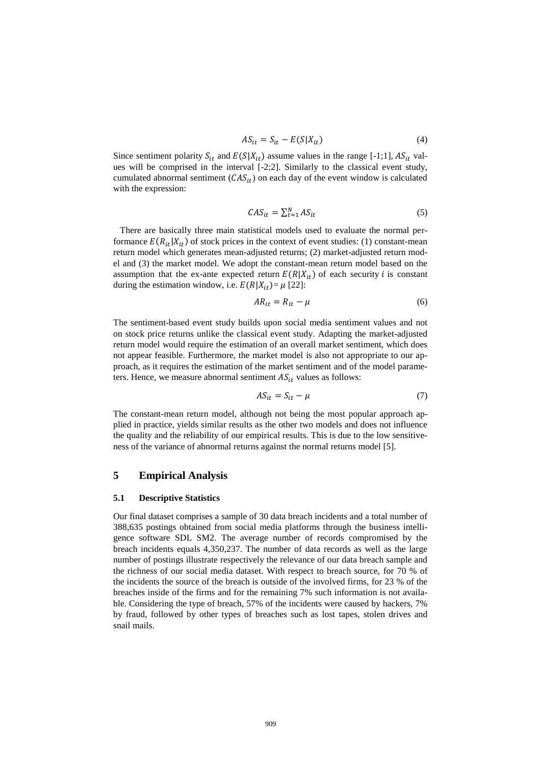$$AS_{it} = S_{it} - E(S|X_{it}) \quad (4)$$

Since sentiment polarity $S_{it}$ and $E(S|X_{it})$ assume values in the range [-1;1], $AS_{it}$ values will be comprised in the interval [-2;2]. Similarly to the classical event study, cumulated abnormal sentiment ($CAS_{it}$) on each day of the event window is calculated with the expression:

$$CAS_{it} = \sum_{t=1}^{N} AS_{it} \quad (5)$$

There are basically three main statistical models used to evaluate the normal performance $E(R_{it}|X_{it})$ of stock prices in the context of event studies: (1) constant-mean return model which generates mean-adjusted returns; (2) market-adjusted return model and (3) the market model. We adopt the constant-mean return model based on the assumption that the ex-ante expected return $E(R|X_{it})$ of each security $i$ is constant during the estimation window, i.e. $E(R|X_{it}) = \mu$ [22]:

$$AR_{it} = R_{it} - \mu \quad (6)$$

The sentiment-based event study builds upon social media sentiment values and not on stock price returns unlike the classical event study. Adapting the market-adjusted return model would require the estimation of an overall market sentiment, which does not appear feasible. Furthermore, the market model is also not appropriate to our approach, as it requires the estimation of the market sentiment and of the model parameters. Hence, we measure abnormal sentiment $AS_{it}$ values as follows:

$$AS_{it} = S_{it} - \mu \quad (7)$$

The constant-mean return model, although not being the most popular approach applied in practice, yields similar results as the other two models and does not influence the quality and the reliability of our empirical results. This is due to the low sensitiveness of the variance of abnormal returns against the normal returns model [5].

## 5 Empirical Analysis

### 5.1 Descriptive Statistics

Our final dataset comprises a sample of 30 data breach incidents and a total number of 388,635 postings obtained from social media platforms through the business intelligence software SDL SM2. The average number of records compromised by the breach incidents equals 4,350,237. The number of data records as well as the large number of postings illustrate respectively the relevance of our data breach sample and the richness of our social media dataset. With respect to breach source, for 70 % of the incidents the source of the breach is outside of the involved firms, for 23 % of the breaches inside of the firms and for the remaining 7% such information is not available. Considering the type of breach, 57% of the incidents were caused by hackers, 7% by fraud, followed by other types of breaches such as lost tapes, stolen drives and snail mails.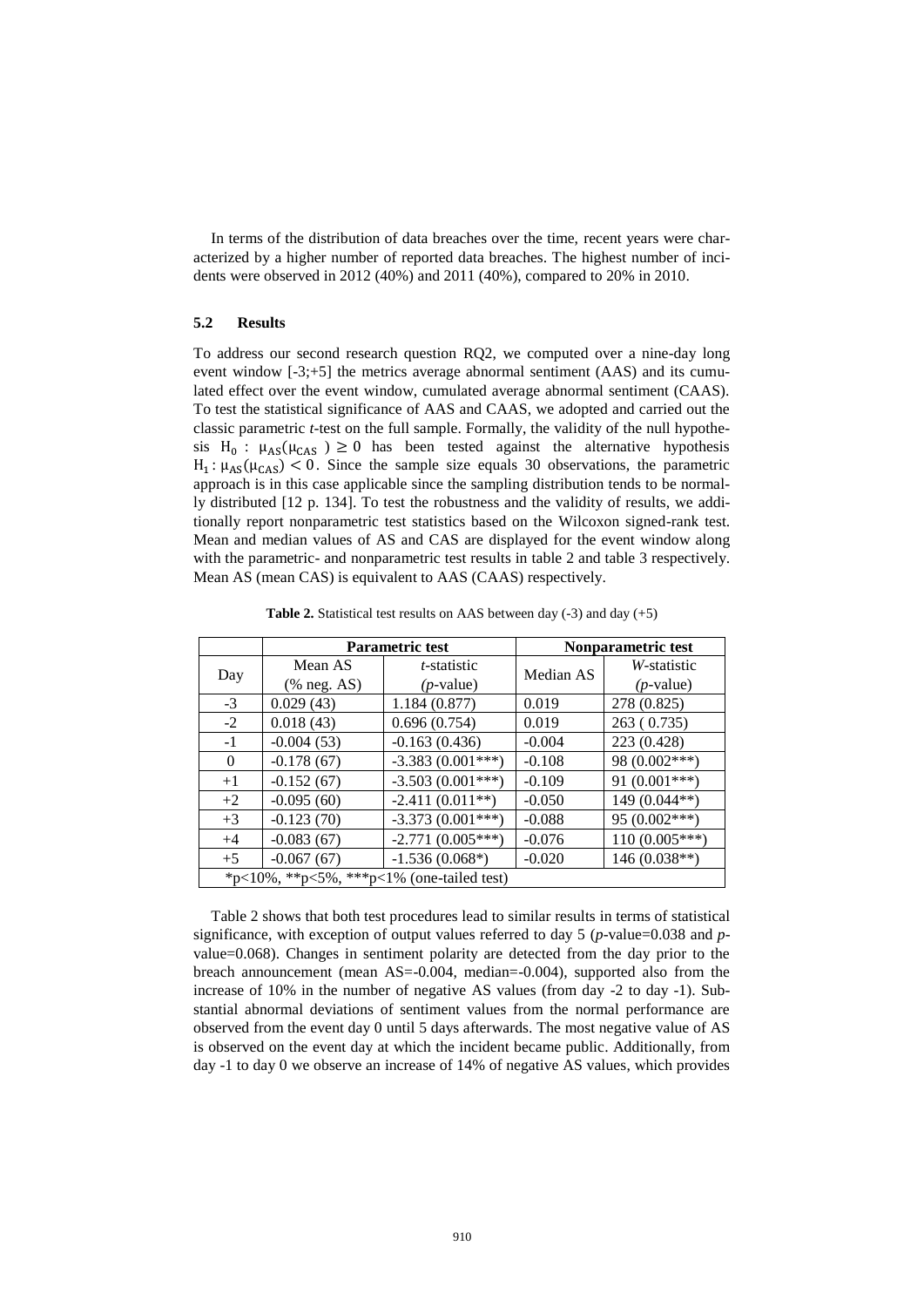In terms of the distribution of data breaches over the time, recent years were characterized by a higher number of reported data breaches. The highest number of incidents were observed in 2012 (40%) and 2011 (40%), compared to 20% in 2010.

### 5.2 Results

To address our second research question RQ2, we computed over a nine-day long event window [-3;+5] the metrics average abnormal sentiment (AAS) and its cumulated effect over the event window, cumulated average abnormal sentiment (CAAS). To test the statistical significance of AAS and CAAS, we adopted and carried out the classic parametric *t*-test on the full sample. Formally, the validity of the null hypothesis $H_0 : \mu_{AS}(\mu_{CAS}) \geq 0$ has been tested against the alternative hypothesis $H_1 : \mu_{AS}(\mu_{CAS}) < 0$. Since the sample size equals 30 observations, the parametric approach is in this case applicable since the sampling distribution tends to be normally distributed [12 p. 134]. To test the robustness and the validity of results, we additionally report nonparametric test statistics based on the Wilcoxon signed-rank test. Mean and median values of AS and CAS are displayed for the event window along with the parametric- and nonparametric test results in table 2 and table 3 respectively. Mean AS (mean CAS) is equivalent to AAS (CAAS) respectively.

**Table 2.** Statistical test results on AAS between day (-3) and day (+5)

| Day | Parametric test | | Nonparametric test | |
|---|---|---|---|---|
| | Mean AS (% neg. AS) | *t*-statistic (*p*-value) | Median AS | *W*-statistic (*p*-value) |
| -3 | 0.029 (43) | 1.184 (0.877) | 0.019 | 278 (0.825) |
| -2 | 0.018 (43) | 0.696 (0.754) | 0.019 | 263 ( 0.735) |
| -1 | -0.004 (53) | -0.163 (0.436) | -0.004 | 223 (0.428) |
| 0 | -0.178 (67) | -3.383 (0.001***) | -0.108 | 98 (0.002***) |
| +1 | -0.152 (67) | -3.503 (0.001***) | -0.109 | 91 (0.001***) |
| +2 | -0.095 (60) | -2.411 (0.011**) | -0.050 | 149 (0.044**) |
| +3 | -0.123 (70) | -3.373 (0.001***) | -0.088 | 95 (0.002***) |
| +4 | -0.083 (67) | -2.771 (0.005***) | -0.076 | 110 (0.005***) |
| +5 | -0.067 (67) | -1.536 (0.068*) | -0.020 | 146 (0.038**) |
| *p<10%, **p<5%, ***p<1% (one-tailed test) | | | | |

Table 2 shows that both test procedures lead to similar results in terms of statistical significance, with exception of output values referred to day 5 (*p*-value=0.038 and *p*-value=0.068). Changes in sentiment polarity are detected from the day prior to the breach announcement (mean AS=-0.004, median=-0.004), supported also from the increase of 10% in the number of negative AS values (from day -2 to day -1). Substantial abnormal deviations of sentiment values from the normal performance are observed from the event day 0 until 5 days afterwards. The most negative value of AS is observed on the event day at which the incident became public. Additionally, from day -1 to day 0 we observe an increase of 14% of negative AS values, which provides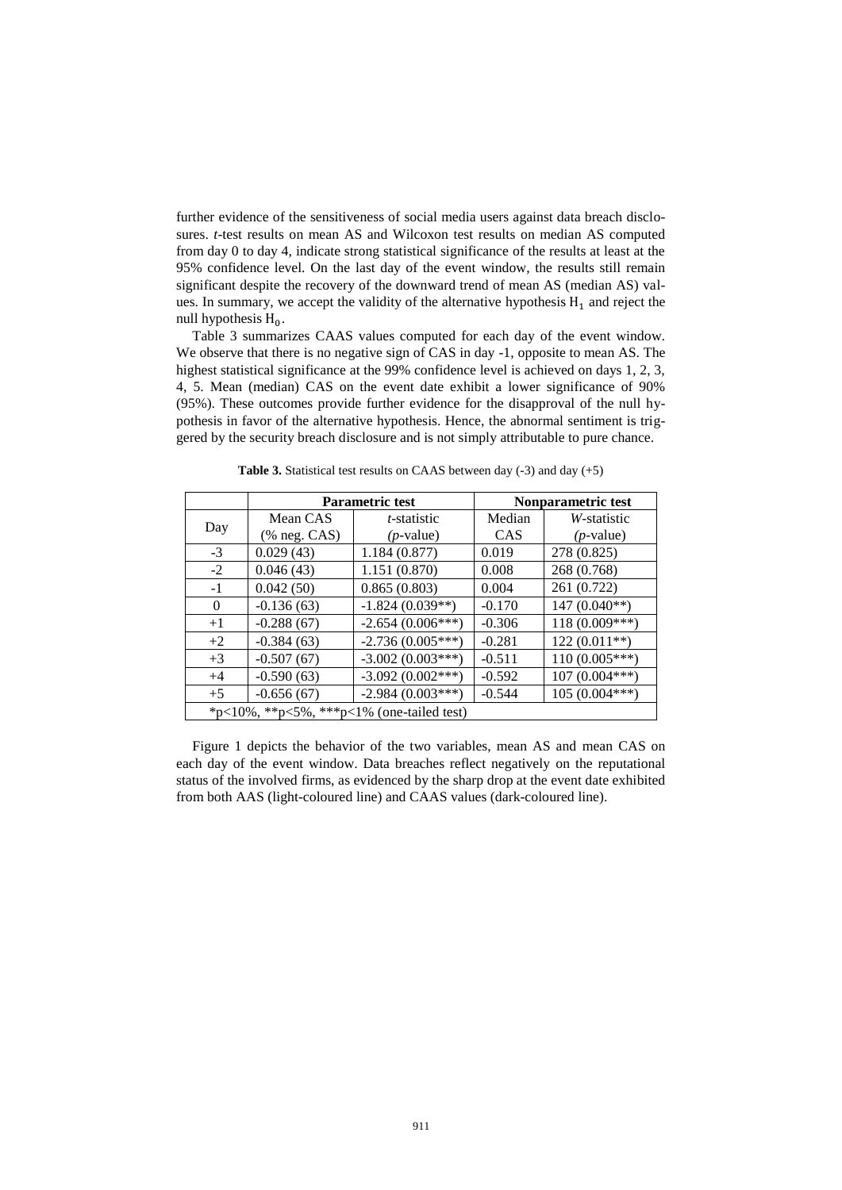further evidence of the sensitiveness of social media users against data breach disclosures. *t*-test results on mean AS and Wilcoxon test results on median AS computed from day 0 to day 4, indicate strong statistical significance of the results at least at the 95% confidence level. On the last day of the event window, the results still remain significant despite the recovery of the downward trend of mean AS (median AS) values. In summary, we accept the validity of the alternative hypothesis $H_1$ and reject the null hypothesis $H_0$.

Table 3 summarizes CAAS values computed for each day of the event window. We observe that there is no negative sign of CAS in day -1, opposite to mean AS. The highest statistical significance at the 99% confidence level is achieved on days 1, 2, 3, 4, 5. Mean (median) CAS on the event date exhibit a lower significance of 90% (95%). These outcomes provide further evidence for the disapproval of the null hypothesis in favor of the alternative hypothesis. Hence, the abnormal sentiment is triggered by the security breach disclosure and is not simply attributable to pure chance.

**Table 3.** Statistical test results on CAAS between day (-3) and day (+5)

| Day | **Parametric test** | | **Nonparametric test** | |
|---|---|---|---|---|
| | Mean CAS (% neg. CAS) | *t*-statistic (*p*-value) | Median CAS | *W*-statistic (*p*-value) |
| -3 | 0.029 (43) | 1.184 (0.877) | 0.019 | 278 (0.825) |
| -2 | 0.046 (43) | 1.151 (0.870) | 0.008 | 268 (0.768) |
| -1 | 0.042 (50) | 0.865 (0.803) | 0.004 | 261 (0.722) |
| 0 | -0.136 (63) | -1.824 (0.039**) | -0.170 | 147 (0.040**) |
| +1 | -0.288 (67) | -2.654 (0.006***) | -0.306 | 118 (0.009***) |
| +2 | -0.384 (63) | -2.736 (0.005***) | -0.281 | 122 (0.011**) |
| +3 | -0.507 (67) | -3.002 (0.003***) | -0.511 | 110 (0.005***) |
| +4 | -0.590 (63) | -3.092 (0.002***) | -0.592 | 107 (0.004***) |
| +5 | -0.656 (67) | -2.984 (0.003***) | -0.544 | 105 (0.004***) |
| *p<10%, **p<5%, ***p<1% (one-tailed test) | | | | |

Figure 1 depicts the behavior of the two variables, mean AS and mean CAS on each day of the event window. Data breaches reflect negatively on the reputational status of the involved firms, as evidenced by the sharp drop at the event date exhibited from both AAS (light-coloured line) and CAAS values (dark-coloured line).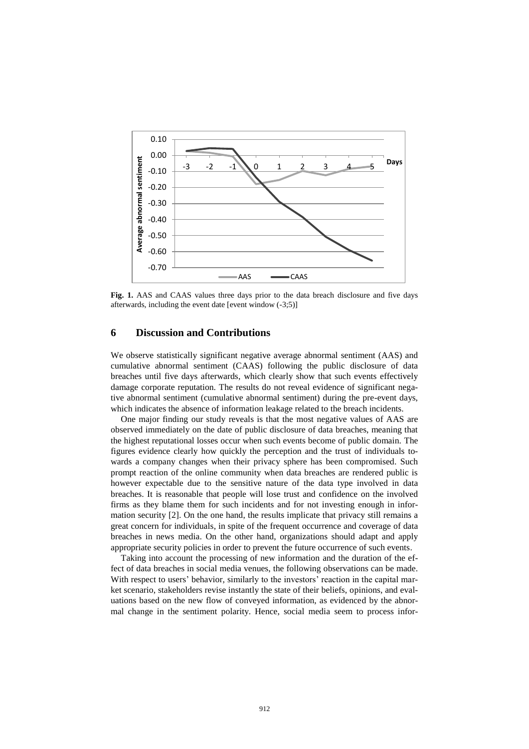**Fig. 1.** AAS and CAAS values three days prior to the data breach disclosure and five days afterwards, including the event date [event window (-3;5)]

## 6 Discussion and Contributions

We observe statistically significant negative average abnormal sentiment (AAS) and cumulative abnormal sentiment (CAAS) following the public disclosure of data breaches until five days afterwards, which clearly show that such events effectively damage corporate reputation. The results do not reveal evidence of significant negative abnormal sentiment (cumulative abnormal sentiment) during the pre-event days, which indicates the absence of information leakage related to the breach incidents.

One major finding our study reveals is that the most negative values of AAS are observed immediately on the date of public disclosure of data breaches, meaning that the highest reputational losses occur when such events become of public domain. The figures evidence clearly how quickly the perception and the trust of individuals towards a company changes when their privacy sphere has been compromised. Such prompt reaction of the online community when data breaches are rendered public is however expectable due to the sensitive nature of the data type involved in data breaches. It is reasonable that people will lose trust and confidence on the involved firms as they blame them for such incidents and for not investing enough in information security [2]. On the one hand, the results implicate that privacy still remains a great concern for individuals, in spite of the frequent occurrence and coverage of data breaches in news media. On the other hand, organizations should adapt and apply appropriate security policies in order to prevent the future occurrence of such events.

Taking into account the processing of new information and the duration of the effect of data breaches in social media venues, the following observations can be made. With respect to users' behavior, similarly to the investors' reaction in the capital market scenario, stakeholders revise instantly the state of their beliefs, opinions, and evaluations based on the new flow of conveyed information, as evidenced by the abnormal change in the sentiment polarity. Hence, social media seem to process infor-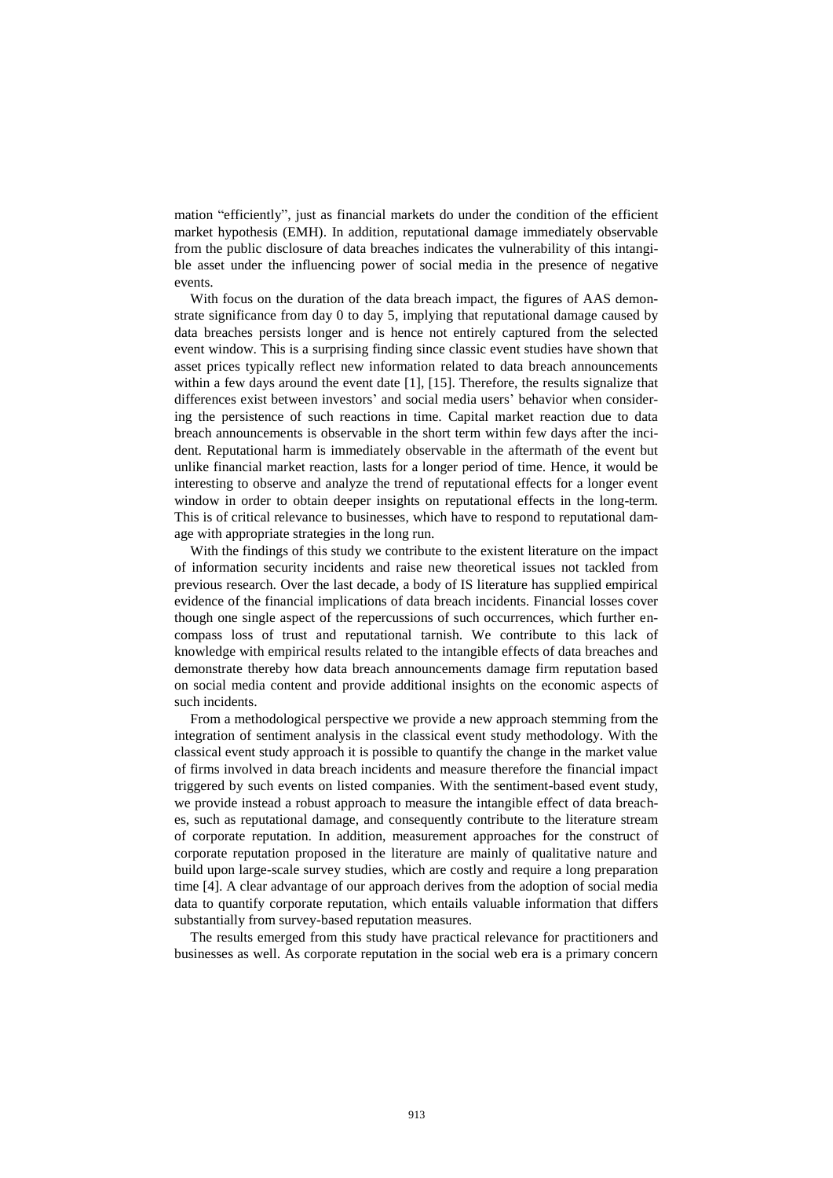mation "efficiently", just as financial markets do under the condition of the efficient market hypothesis (EMH). In addition, reputational damage immediately observable from the public disclosure of data breaches indicates the vulnerability of this intangible asset under the influencing power of social media in the presence of negative events.

With focus on the duration of the data breach impact, the figures of AAS demonstrate significance from day 0 to day 5, implying that reputational damage caused by data breaches persists longer and is hence not entirely captured from the selected event window. This is a surprising finding since classic event studies have shown that asset prices typically reflect new information related to data breach announcements within a few days around the event date [1], [15]. Therefore, the results signalize that differences exist between investors' and social media users' behavior when considering the persistence of such reactions in time. Capital market reaction due to data breach announcements is observable in the short term within few days after the incident. Reputational harm is immediately observable in the aftermath of the event but unlike financial market reaction, lasts for a longer period of time. Hence, it would be interesting to observe and analyze the trend of reputational effects for a longer event window in order to obtain deeper insights on reputational effects in the long-term. This is of critical relevance to businesses, which have to respond to reputational damage with appropriate strategies in the long run.

With the findings of this study we contribute to the existent literature on the impact of information security incidents and raise new theoretical issues not tackled from previous research. Over the last decade, a body of IS literature has supplied empirical evidence of the financial implications of data breach incidents. Financial losses cover though one single aspect of the repercussions of such occurrences, which further encompass loss of trust and reputational tarnish. We contribute to this lack of knowledge with empirical results related to the intangible effects of data breaches and demonstrate thereby how data breach announcements damage firm reputation based on social media content and provide additional insights on the economic aspects of such incidents.

From a methodological perspective we provide a new approach stemming from the integration of sentiment analysis in the classical event study methodology. With the classical event study approach it is possible to quantify the change in the market value of firms involved in data breach incidents and measure therefore the financial impact triggered by such events on listed companies. With the sentiment-based event study, we provide instead a robust approach to measure the intangible effect of data breaches, such as reputational damage, and consequently contribute to the literature stream of corporate reputation. In addition, measurement approaches for the construct of corporate reputation proposed in the literature are mainly of qualitative nature and build upon large-scale survey studies, which are costly and require a long preparation time [4]. A clear advantage of our approach derives from the adoption of social media data to quantify corporate reputation, which entails valuable information that differs substantially from survey-based reputation measures.

The results emerged from this study have practical relevance for practitioners and businesses as well. As corporate reputation in the social web era is a primary concern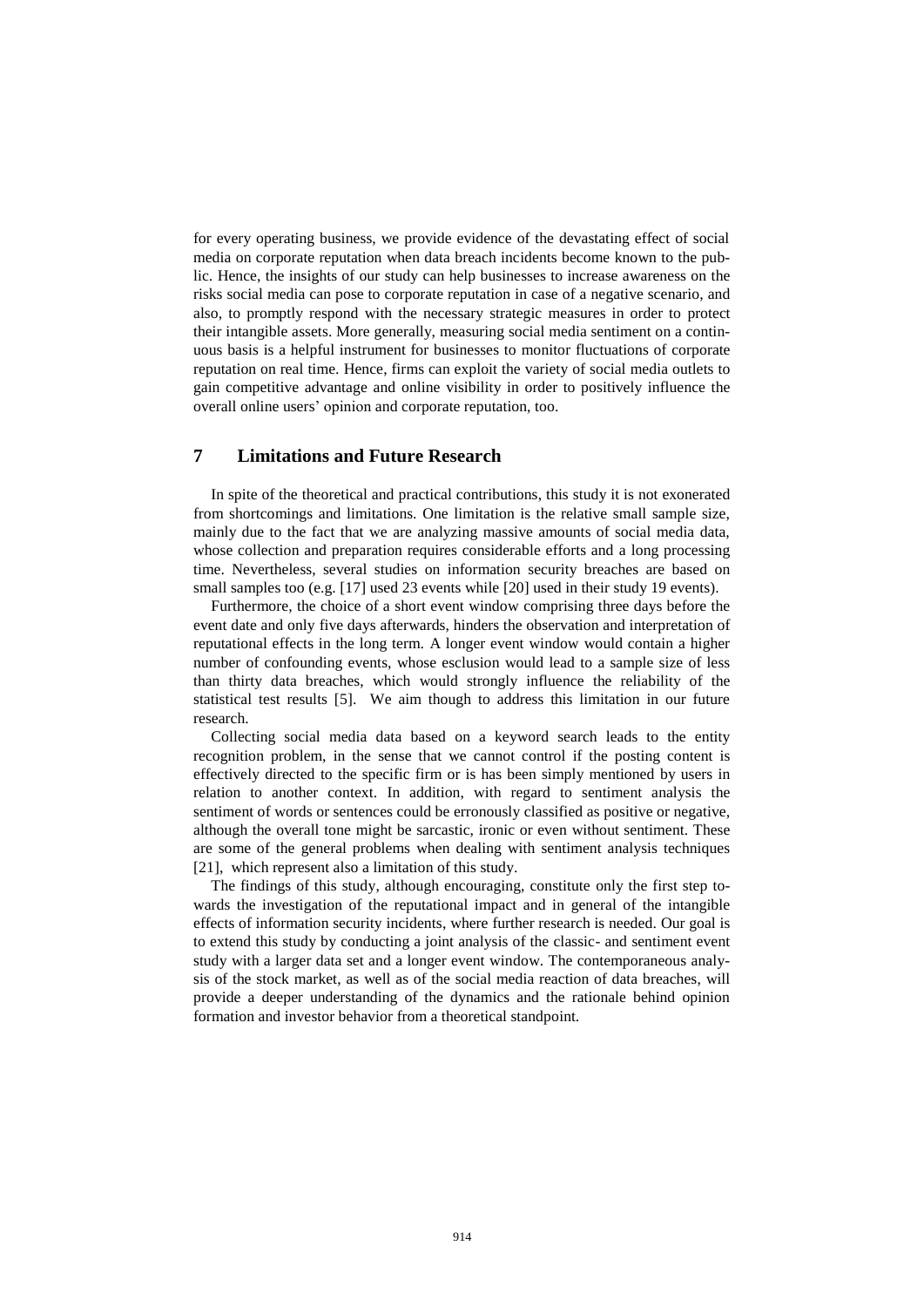for every operating business, we provide evidence of the devastating effect of social media on corporate reputation when data breach incidents become known to the public. Hence, the insights of our study can help businesses to increase awareness on the risks social media can pose to corporate reputation in case of a negative scenario, and also, to promptly respond with the necessary strategic measures in order to protect their intangible assets. More generally, measuring social media sentiment on a continuous basis is a helpful instrument for businesses to monitor fluctuations of corporate reputation on real time. Hence, firms can exploit the variety of social media outlets to gain competitive advantage and online visibility in order to positively influence the overall online users' opinion and corporate reputation, too.

## 7 Limitations and Future Research

In spite of the theoretical and practical contributions, this study it is not exonerated from shortcomings and limitations. One limitation is the relative small sample size, mainly due to the fact that we are analyzing massive amounts of social media data, whose collection and preparation requires considerable efforts and a long processing time. Nevertheless, several studies on information security breaches are based on small samples too (e.g. [17] used 23 events while [20] used in their study 19 events).

Furthermore, the choice of a short event window comprising three days before the event date and only five days afterwards, hinders the observation and interpretation of reputational effects in the long term. A longer event window would contain a higher number of confounding events, whose esclusion would lead to a sample size of less than thirty data breaches, which would strongly influence the reliability of the statistical test results [5]. We aim though to address this limitation in our future research.

Collecting social media data based on a keyword search leads to the entity recognition problem, in the sense that we cannot control if the posting content is effectively directed to the specific firm or is has been simply mentioned by users in relation to another context. In addition, with regard to sentiment analysis the sentiment of words or sentences could be erronously classified as positive or negative, although the overall tone might be sarcastic, ironic or even without sentiment. These are some of the general problems when dealing with sentiment analysis techniques [21], which represent also a limitation of this study.

The findings of this study, although encouraging, constitute only the first step towards the investigation of the reputational impact and in general of the intangible effects of information security incidents, where further research is needed. Our goal is to extend this study by conducting a joint analysis of the classic- and sentiment event study with a larger data set and a longer event window. The contemporaneous analysis of the stock market, as well as of the social media reaction of data breaches, will provide a deeper understanding of the dynamics and the rationale behind opinion formation and investor behavior from a theoretical standpoint.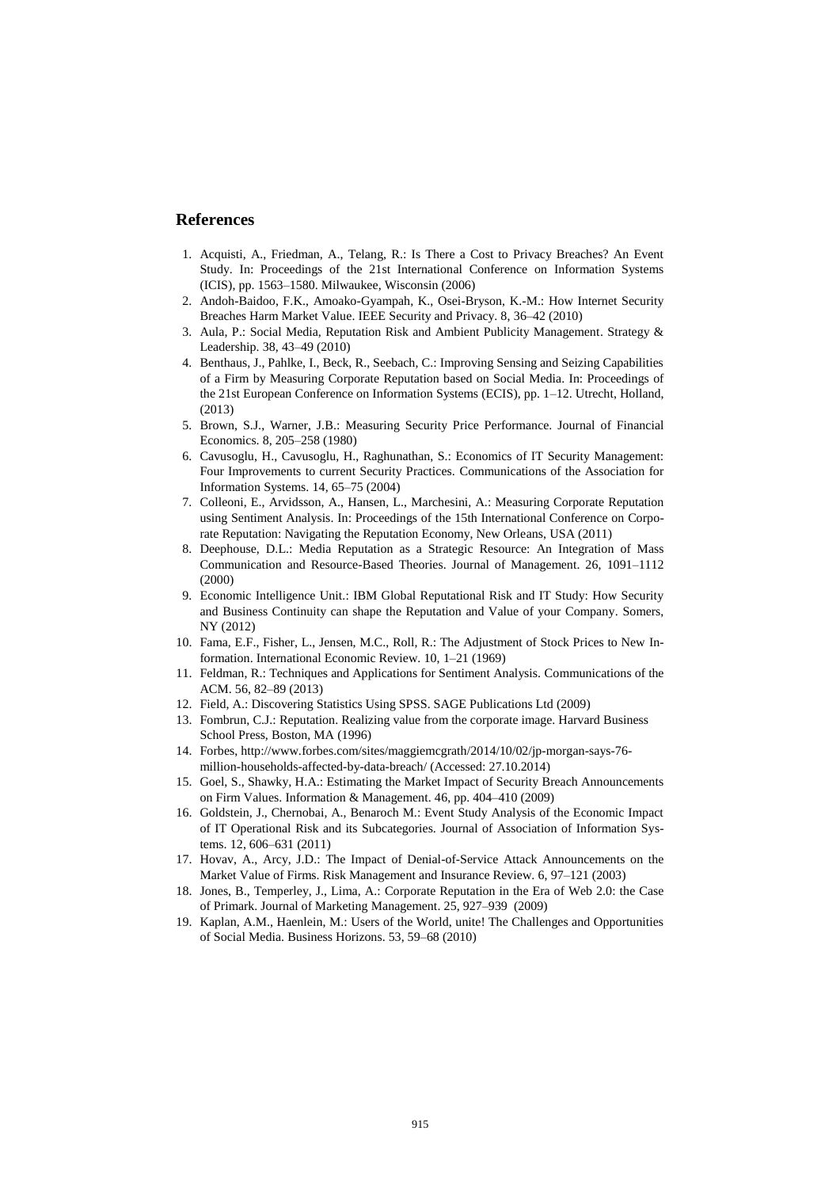## References

1. Acquisti, A., Friedman, A., Telang, R.: Is There a Cost to Privacy Breaches? An Event Study. In: Proceedings of the 21st International Conference on Information Systems (ICIS), pp. 1563–1580. Milwaukee, Wisconsin (2006)
2. Andoh-Baidoo, F.K., Amoako-Gyampah, K., Osei-Bryson, K.-M.: How Internet Security Breaches Harm Market Value. IEEE Security and Privacy. 8, 36–42 (2010)
3. Aula, P.: Social Media, Reputation Risk and Ambient Publicity Management. Strategy & Leadership. 38, 43–49 (2010)
4. Benthaus, J., Pahlke, I., Beck, R., Seebach, C.: Improving Sensing and Seizing Capabilities of a Firm by Measuring Corporate Reputation based on Social Media. In: Proceedings of the 21st European Conference on Information Systems (ECIS), pp. 1–12. Utrecht, Holland, (2013)
5. Brown, S.J., Warner, J.B.: Measuring Security Price Performance. Journal of Financial Economics. 8, 205–258 (1980)
6. Cavusoglu, H., Cavusoglu, H., Raghunathan, S.: Economics of IT Security Management: Four Improvements to current Security Practices. Communications of the Association for Information Systems. 14, 65–75 (2004)
7. Colleoni, E., Arvidsson, A., Hansen, L., Marchesini, A.: Measuring Corporate Reputation using Sentiment Analysis. In: Proceedings of the 15th International Conference on Corporate Reputation: Navigating the Reputation Economy, New Orleans, USA (2011)
8. Deephouse, D.L.: Media Reputation as a Strategic Resource: An Integration of Mass Communication and Resource-Based Theories. Journal of Management. 26, 1091–1112 (2000)
9. Economic Intelligence Unit.: IBM Global Reputational Risk and IT Study: How Security and Business Continuity can shape the Reputation and Value of your Company. Somers, NY (2012)
10. Fama, E.F., Fisher, L., Jensen, M.C., Roll, R.: The Adjustment of Stock Prices to New Information. International Economic Review. 10, 1–21 (1969)
11. Feldman, R.: Techniques and Applications for Sentiment Analysis. Communications of the ACM. 56, 82–89 (2013)
12. Field, A.: Discovering Statistics Using SPSS. SAGE Publications Ltd (2009)
13. Fombrun, C.J.: Reputation. Realizing value from the corporate image. Harvard Business School Press, Boston, MA (1996)
14. Forbes, http://www.forbes.com/sites/maggiemcgrath/2014/10/02/jp-morgan-says-76-million-households-affected-by-data-breach/ (Accessed: 27.10.2014)
15. Goel, S., Shawky, H.A.: Estimating the Market Impact of Security Breach Announcements on Firm Values. Information & Management. 46, pp. 404–410 (2009)
16. Goldstein, J., Chernobai, A., Benaroch M.: Event Study Analysis of the Economic Impact of IT Operational Risk and its Subcategories. Journal of Association of Information Systems. 12, 606–631 (2011)
17. Hovav, A., Arcy, J.D.: The Impact of Denial-of-Service Attack Announcements on the Market Value of Firms. Risk Management and Insurance Review. 6, 97–121 (2003)
18. Jones, B., Temperley, J., Lima, A.: Corporate Reputation in the Era of Web 2.0: the Case of Primark. Journal of Marketing Management. 25, 927–939 (2009)
19. Kaplan, A.M., Haenlein, M.: Users of the World, unite! The Challenges and Opportunities of Social Media. Business Horizons. 53, 59–68 (2010)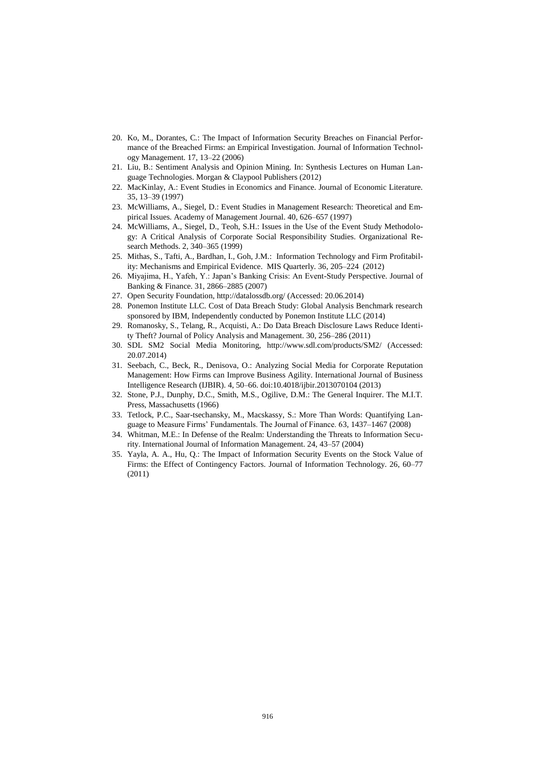20. Ko, M., Dorantes, C.: The Impact of Information Security Breaches on Financial Performance of the Breached Firms: an Empirical Investigation. Journal of Information Technology Management. 17, 13–22 (2006)
21. Liu, B.: Sentiment Analysis and Opinion Mining. In: Synthesis Lectures on Human Language Technologies. Morgan & Claypool Publishers (2012)
22. MacKinlay, A.: Event Studies in Economics and Finance. Journal of Economic Literature. 35, 13–39 (1997)
23. McWilliams, A., Siegel, D.: Event Studies in Management Research: Theoretical and Empirical Issues. Academy of Management Journal. 40, 626–657 (1997)
24. McWilliams, A., Siegel, D., Teoh, S.H.: Issues in the Use of the Event Study Methodology: A Critical Analysis of Corporate Social Responsibility Studies. Organizational Research Methods. 2, 340–365 (1999)
25. Mithas, S., Tafti, A., Bardhan, I., Goh, J.M.: Information Technology and Firm Profitability: Mechanisms and Empirical Evidence. MIS Quarterly. 36, 205–224 (2012)
26. Miyajima, H., Yafeh, Y.: Japan's Banking Crisis: An Event-Study Perspective. Journal of Banking & Finance. 31, 2866–2885 (2007)
27. Open Security Foundation, http://datalossdb.org/ (Accessed: 20.06.2014)
28. Ponemon Institute LLC. Cost of Data Breach Study: Global Analysis Benchmark research sponsored by IBM, Independently conducted by Ponemon Institute LLC (2014)
29. Romanosky, S., Telang, R., Acquisti, A.: Do Data Breach Disclosure Laws Reduce Identity Theft? Journal of Policy Analysis and Management. 30, 256–286 (2011)
30. SDL SM2 Social Media Monitoring, http://www.sdl.com/products/SM2/ (Accessed: 20.07.2014)
31. Seebach, C., Beck, R., Denisova, O.: Analyzing Social Media for Corporate Reputation Management: How Firms can Improve Business Agility. International Journal of Business Intelligence Research (IJBIR). 4, 50–66. doi:10.4018/ijbir.2013070104 (2013)
32. Stone, P.J., Dunphy, D.C., Smith, M.S., Ogilive, D.M.: The General Inquirer. The M.I.T. Press, Massachusetts (1966)
33. Tetlock, P.C., Saar-tsechansky, M., Macskassy, S.: More Than Words: Quantifying Language to Measure Firms' Fundamentals. The Journal of Finance. 63, 1437–1467 (2008)
34. Whitman, M.E.: In Defense of the Realm: Understanding the Threats to Information Security. International Journal of Information Management. 24, 43–57 (2004)
35. Yayla, A. A., Hu, Q.: The Impact of Information Security Events on the Stock Value of Firms: the Effect of Contingency Factors. Journal of Information Technology. 26, 60–77 (2011)